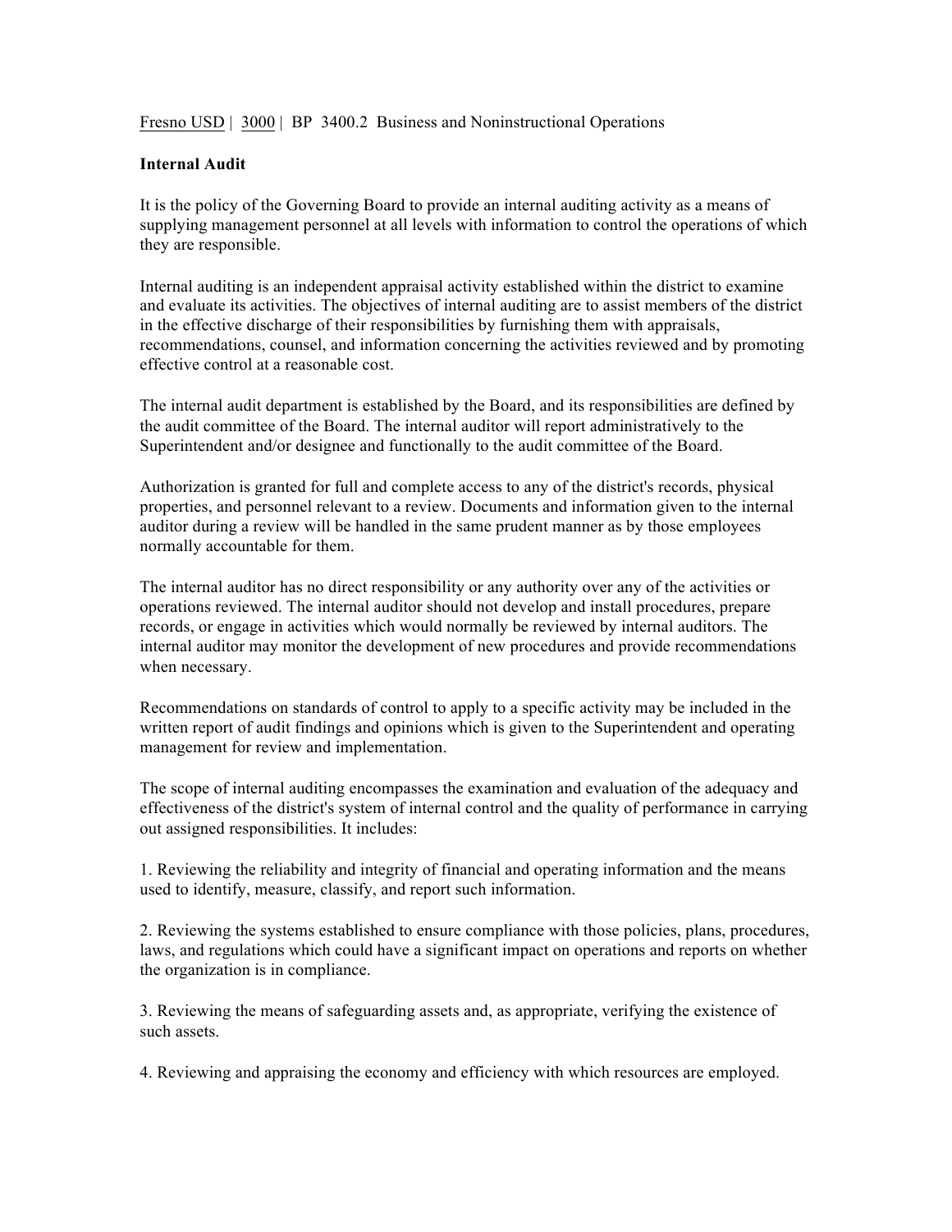Fresno USD | 3000 | BP 3400.2 Business and Noninstructional Operations

**Internal Audit**

It is the policy of the Governing Board to provide an internal auditing activity as a means of supplying management personnel at all levels with information to control the operations of which they are responsible.

Internal auditing is an independent appraisal activity established within the district to examine and evaluate its activities. The objectives of internal auditing are to assist members of the district in the effective discharge of their responsibilities by furnishing them with appraisals, recommendations, counsel, and information concerning the activities reviewed and by promoting effective control at a reasonable cost.

The internal audit department is established by the Board, and its responsibilities are defined by the audit committee of the Board. The internal auditor will report administratively to the Superintendent and/or designee and functionally to the audit committee of the Board.

Authorization is granted for full and complete access to any of the district's records, physical properties, and personnel relevant to a review. Documents and information given to the internal auditor during a review will be handled in the same prudent manner as by those employees normally accountable for them.

The internal auditor has no direct responsibility or any authority over any of the activities or operations reviewed. The internal auditor should not develop and install procedures, prepare records, or engage in activities which would normally be reviewed by internal auditors. The internal auditor may monitor the development of new procedures and provide recommendations when necessary.

Recommendations on standards of control to apply to a specific activity may be included in the written report of audit findings and opinions which is given to the Superintendent and operating management for review and implementation.

The scope of internal auditing encompasses the examination and evaluation of the adequacy and effectiveness of the district's system of internal control and the quality of performance in carrying out assigned responsibilities. It includes:

1. Reviewing the reliability and integrity of financial and operating information and the means used to identify, measure, classify, and report such information.

2. Reviewing the systems established to ensure compliance with those policies, plans, procedures, laws, and regulations which could have a significant impact on operations and reports on whether the organization is in compliance.

3. Reviewing the means of safeguarding assets and, as appropriate, verifying the existence of such assets.

4. Reviewing and appraising the economy and efficiency with which resources are employed.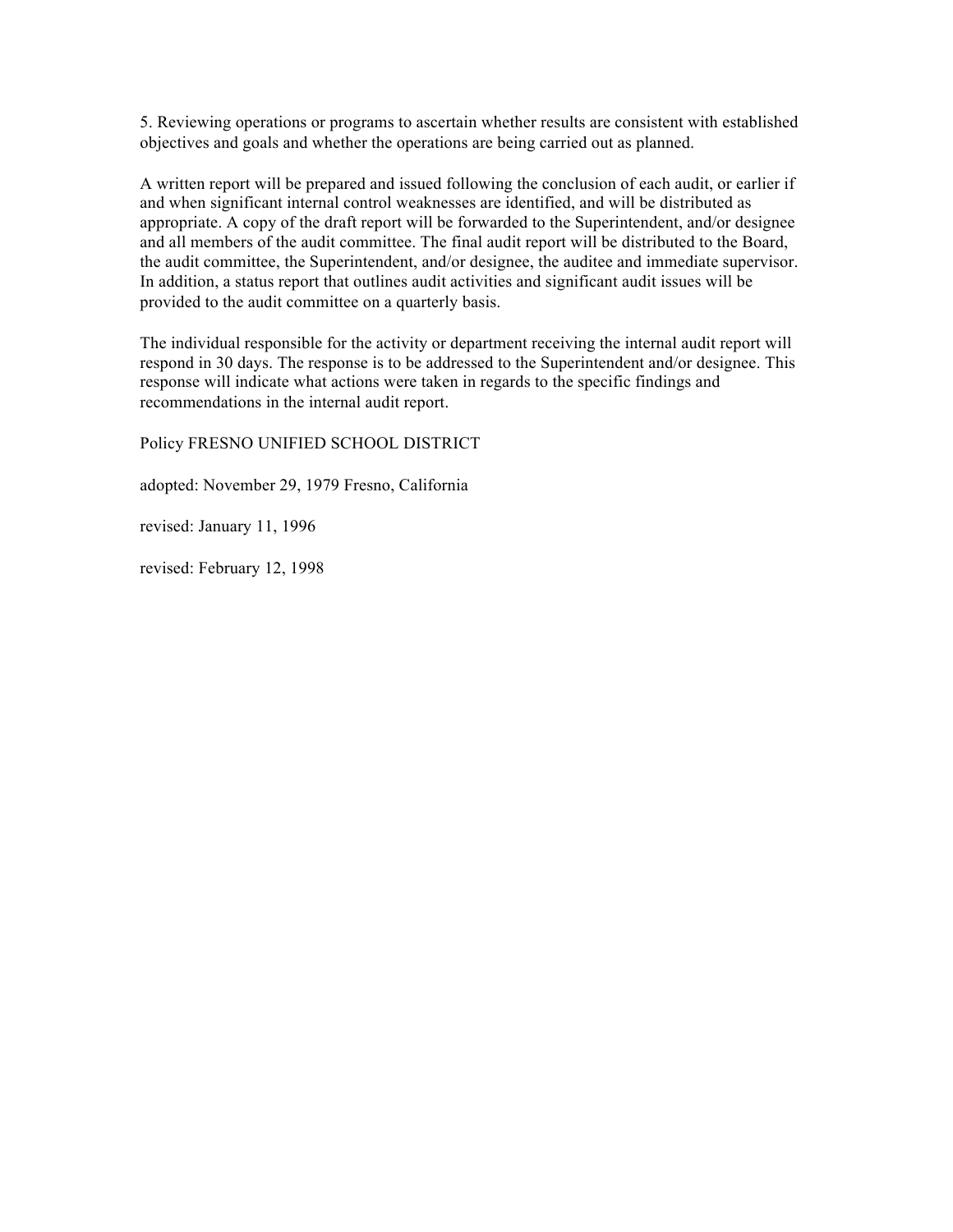5. Reviewing operations or programs to ascertain whether results are consistent with established objectives and goals and whether the operations are being carried out as planned.

A written report will be prepared and issued following the conclusion of each audit, or earlier if and when significant internal control weaknesses are identified, and will be distributed as appropriate. A copy of the draft report will be forwarded to the Superintendent, and/or designee and all members of the audit committee. The final audit report will be distributed to the Board, the audit committee, the Superintendent, and/or designee, the auditee and immediate supervisor. In addition, a status report that outlines audit activities and significant audit issues will be provided to the audit committee on a quarterly basis.

The individual responsible for the activity or department receiving the internal audit report will respond in 30 days. The response is to be addressed to the Superintendent and/or designee. This response will indicate what actions were taken in regards to the specific findings and recommendations in the internal audit report.

Policy FRESNO UNIFIED SCHOOL DISTRICT

adopted: November 29, 1979 Fresno, California

revised: January 11, 1996

revised: February 12, 1998